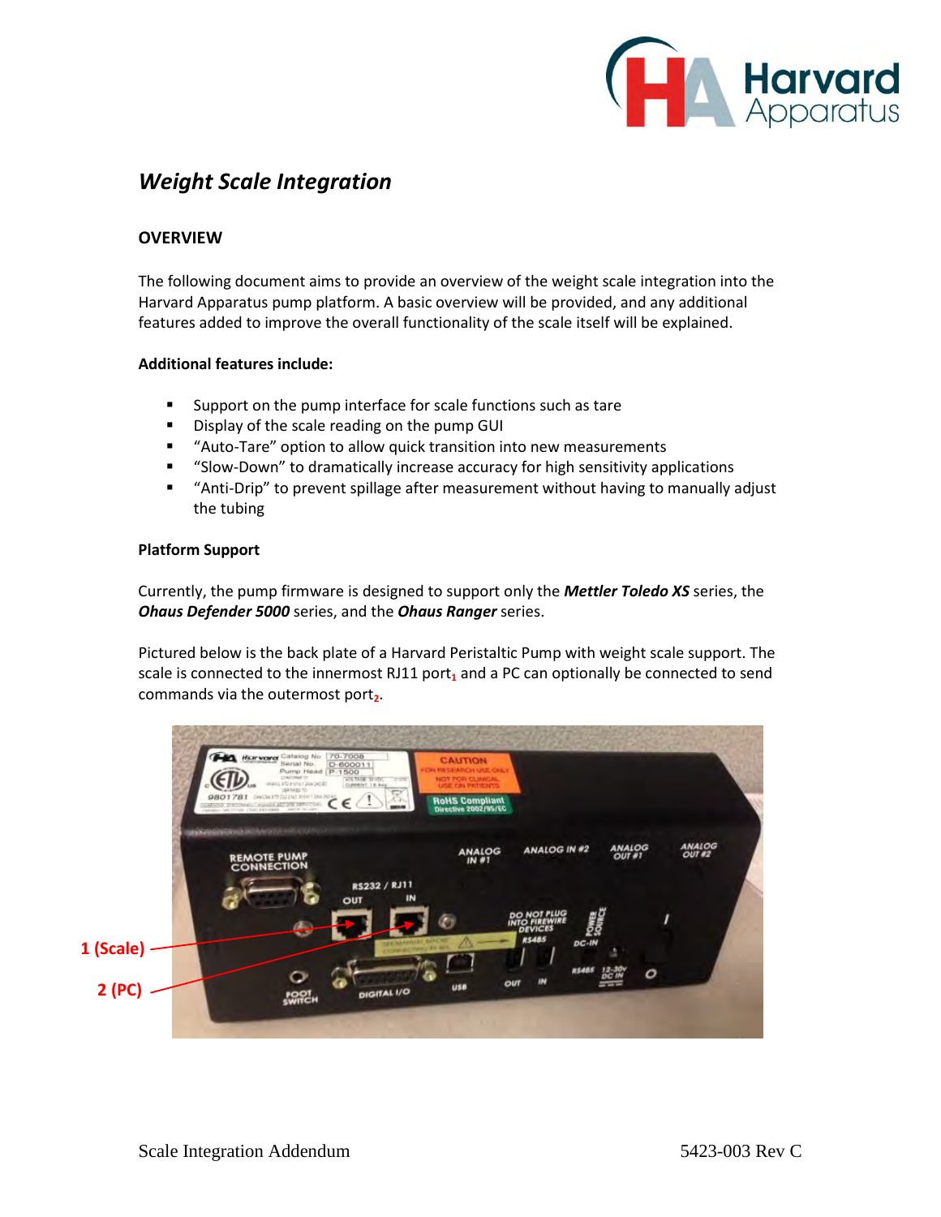## *Weight Scale Integration*

### OVERVIEW

The following document aims to provide an overview of the weight scale integration into the Harvard Apparatus pump platform. A basic overview will be provided, and any additional features added to improve the overall functionality of the scale itself will be explained.

**Additional features include:**

- Support on the pump interface for scale functions such as tare
- Display of the scale reading on the pump GUI
- "Auto-Tare" option to allow quick transition into new measurements
- "Slow-Down" to dramatically increase accuracy for high sensitivity applications
- "Anti-Drip" to prevent spillage after measurement without having to manually adjust the tubing

**Platform Support**

Currently, the pump firmware is designed to support only the ***Mettler Toledo XS*** series, the ***Ohaus Defender 5000*** series, and the ***Ohaus Ranger*** series.

Pictured below is the back plate of a Harvard Peristaltic Pump with weight scale support. The scale is connected to the innermost RJ11 port$_1$ and a PC can optionally be connected to send commands via the outermost port$_2$.

1 (Scale)

2 (PC)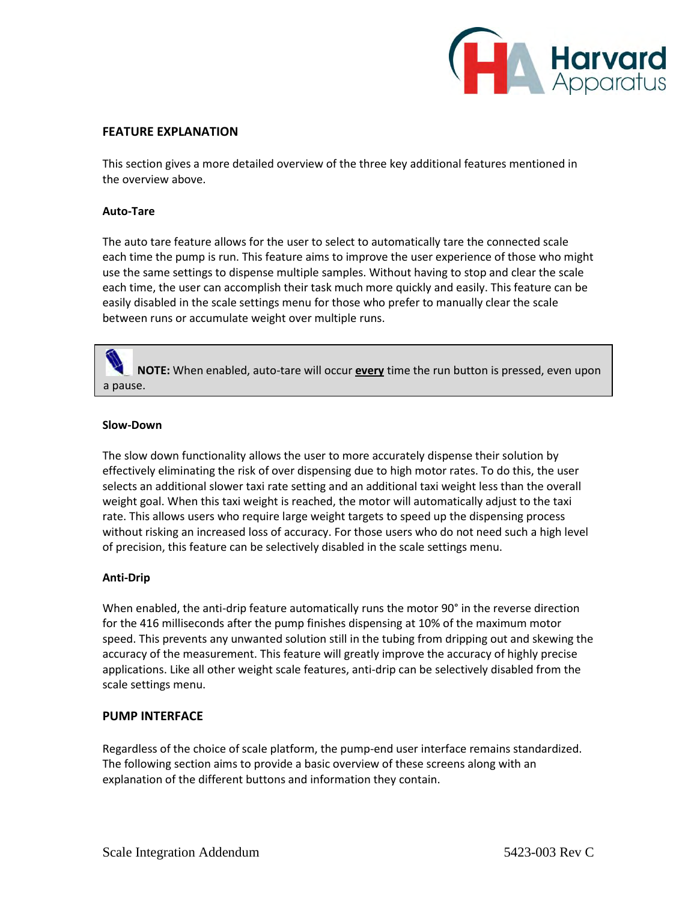## FEATURE EXPLANATION

This section gives a more detailed overview of the three key additional features mentioned in the overview above.

### Auto-Tare

The auto tare feature allows for the user to select to automatically tare the connected scale each time the pump is run. This feature aims to improve the user experience of those who might use the same settings to dispense multiple samples. Without having to stop and clear the scale each time, the user can accomplish their task much more quickly and easily. This feature can be easily disabled in the scale settings menu for those who prefer to manually clear the scale between runs or accumulate weight over multiple runs.

> **NOTE:** When enabled, auto-tare will occur **every** time the run button is pressed, even upon a pause.

### Slow-Down

The slow down functionality allows the user to more accurately dispense their solution by effectively eliminating the risk of over dispensing due to high motor rates. To do this, the user selects an additional slower taxi rate setting and an additional taxi weight less than the overall weight goal. When this taxi weight is reached, the motor will automatically adjust to the taxi rate. This allows users who require large weight targets to speed up the dispensing process without risking an increased loss of accuracy. For those users who do not need such a high level of precision, this feature can be selectively disabled in the scale settings menu.

### Anti-Drip

When enabled, the anti-drip feature automatically runs the motor 90° in the reverse direction for the 416 milliseconds after the pump finishes dispensing at 10% of the maximum motor speed. This prevents any unwanted solution still in the tubing from dripping out and skewing the accuracy of the measurement. This feature will greatly improve the accuracy of highly precise applications. Like all other weight scale features, anti-drip can be selectively disabled from the scale settings menu.

## PUMP INTERFACE

Regardless of the choice of scale platform, the pump-end user interface remains standardized. The following section aims to provide a basic overview of these screens along with an explanation of the different buttons and information they contain.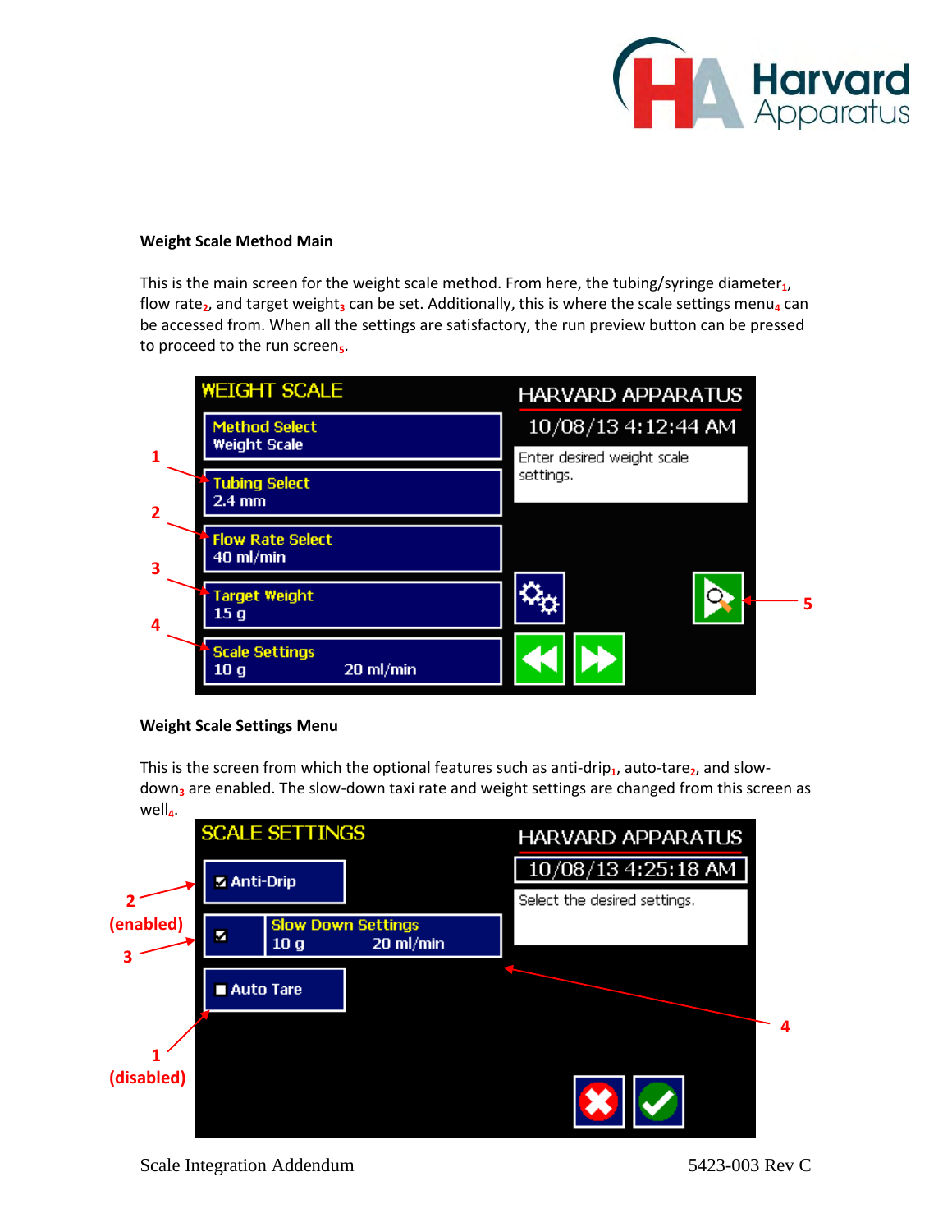**Weight Scale Method Main**

This is the main screen for the weight scale method. From here, the tubing/syringe diameter[1], flow rate[2], and target weight[3] can be set. Additionally, this is where the scale settings menu[4] can be accessed from. When all the settings are satisfactory, the run preview button can be pressed to proceed to the run screen[5].

WEIGHT SCALE

HARVARD APPARATUS

Method Select
Weight Scale

10/08/13 4:12:44 AM

Enter desired weight scale settings.

1 Tubing Select
2.4 mm

2 Flow Rate Select
40 ml/min

3 Target Weight
15 g

4 Scale Settings
10 g 20 ml/min

5

**Weight Scale Settings Menu**

This is the screen from which the optional features such as anti-drip[1], auto-tare[2], and slow-down[3] are enabled. The slow-down taxi rate and weight settings are changed from this screen as well[4].

SCALE SETTINGS

HARVARD APPARATUS

10/08/13 4:25:18 AM

Select the desired settings.

2 (enabled) Anti-Drip

3 Slow Down Settings
10 g 20 ml/min

1 (disabled) Auto Tare

4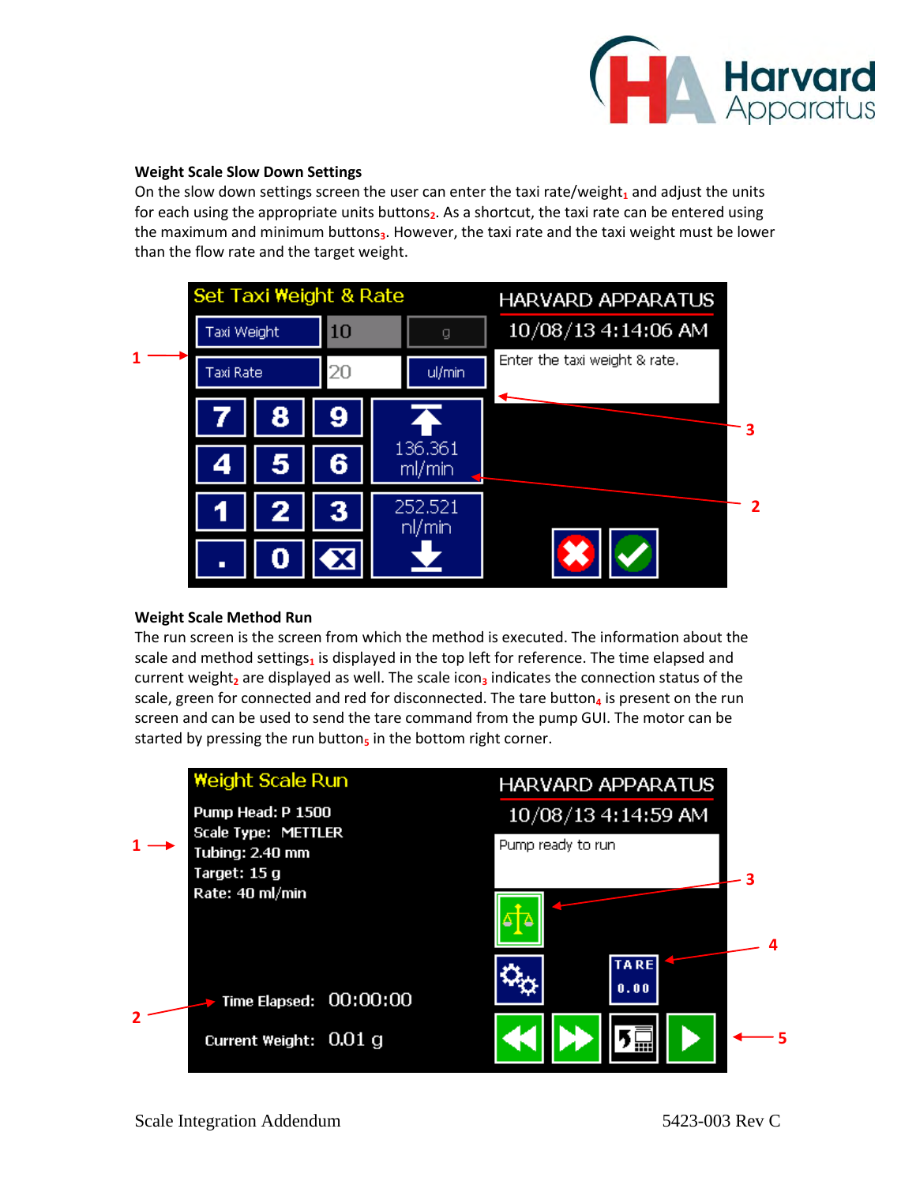### Weight Scale Slow Down Settings

On the slow down settings screen the user can enter the taxi rate/weight[1] and adjust the units for each using the appropriate units buttons[2]. As a shortcut, the taxi rate can be entered using the maximum and minimum buttons[3]. However, the taxi rate and the taxi weight must be lower than the flow rate and the target weight.

Set Taxi Weight & Rate

HARVARD APPARATUS

10/08/13 4:14:06 AM

Taxi Weight 10 g

Taxi Rate 20 ul/min

Enter the taxi weight & rate.

136.361 ml/min

252.521 nl/min

1

2

3

### Weight Scale Method Run

The run screen is the screen from which the method is executed. The information about the scale and method settings[1] is displayed in the top left for reference. The time elapsed and current weight[2] are displayed as well. The scale icon[3] indicates the connection status of the scale, green for connected and red for disconnected. The tare button[4] is present on the run screen and can be used to send the tare command from the pump GUI. The motor can be started by pressing the run button[5] in the bottom right corner.

Weight Scale Run

HARVARD APPARATUS

10/08/13 4:14:59 AM

Pump Head: P 1500
Scale Type: METTLER
Tubing: 2.40 mm
Target: 15 g
Rate: 40 ml/min

Pump ready to run

TARE 0.00

Time Elapsed: 00:00:00

Current Weight: 0.01 g

1

2

3

4

5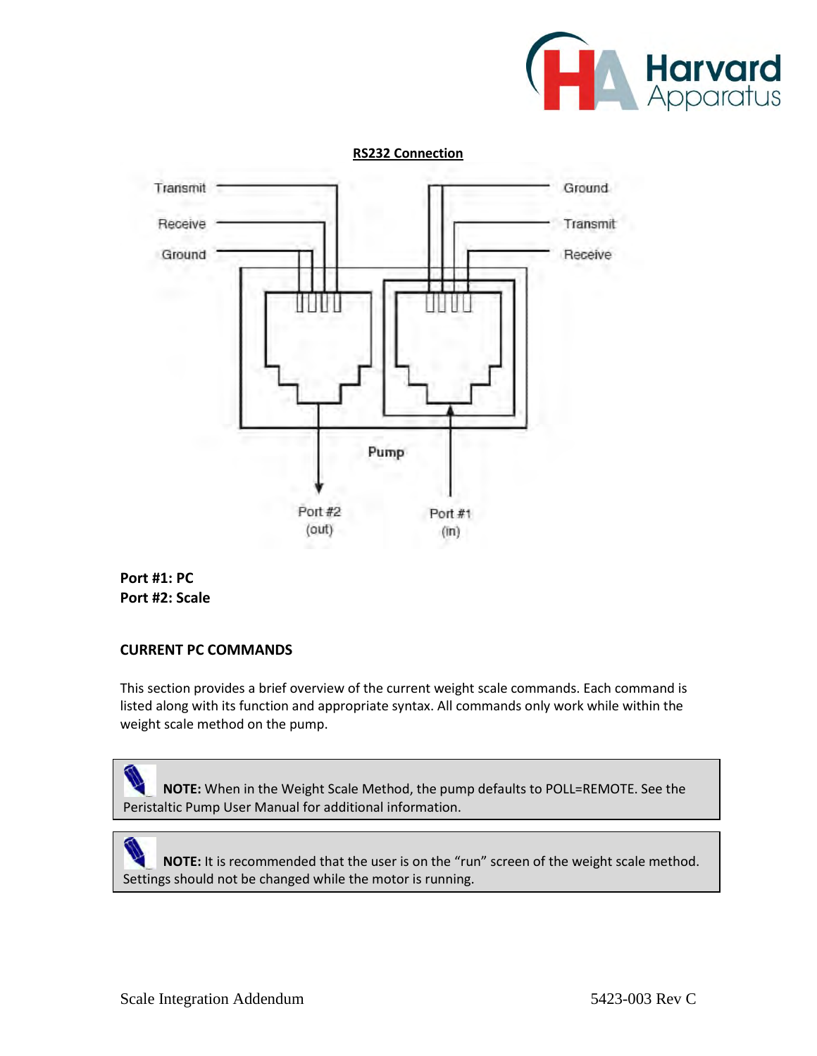**RS232 Connection**

Transmit
Receive
Ground

Ground
Transmit
Receive

Pump

Port #2
(out)

Port #1
(in)

**Port #1: PC**
**Port #2: Scale**

## CURRENT PC COMMANDS

This section provides a brief overview of the current weight scale commands. Each command is listed along with its function and appropriate syntax. All commands only work while within the weight scale method on the pump.

> **NOTE:** When in the Weight Scale Method, the pump defaults to POLL=REMOTE. See the Peristaltic Pump User Manual for additional information.

> **NOTE:** It is recommended that the user is on the "run" screen of the weight scale method. Settings should not be changed while the motor is running.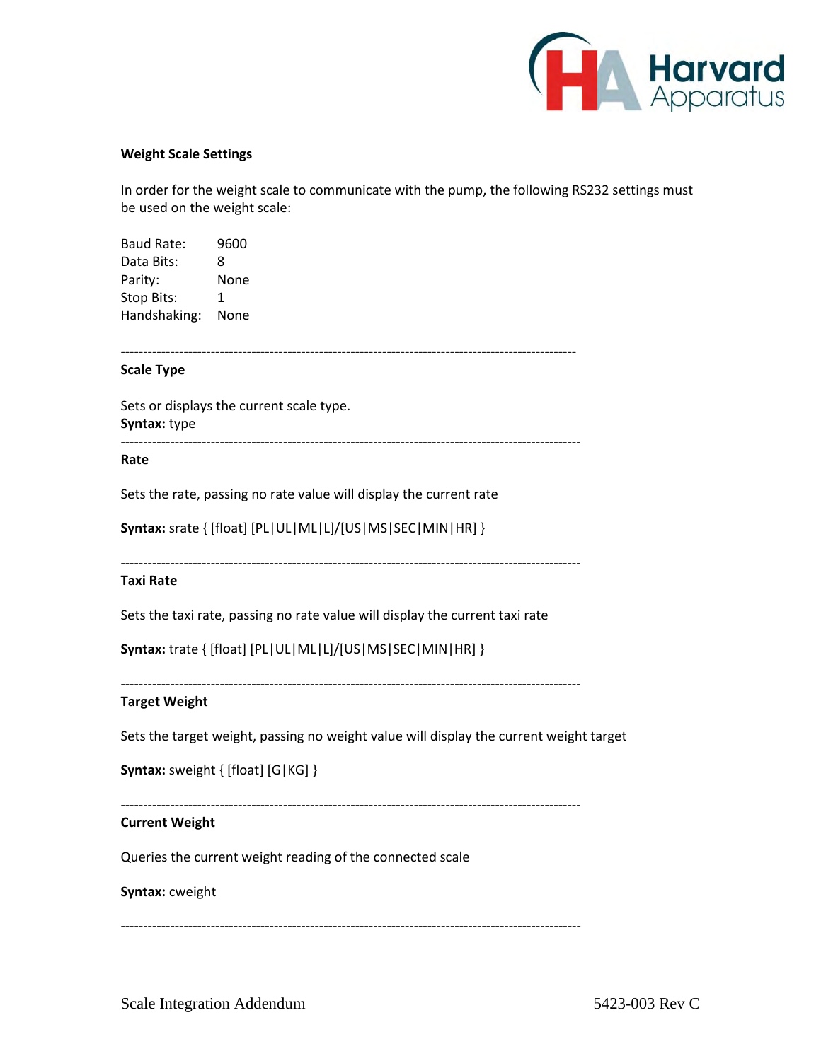**Weight Scale Settings**

In order for the weight scale to communicate with the pump, the following RS232 settings must be used on the weight scale:

| | |
|---|---|
| Baud Rate: | 9600 |
| Data Bits: | 8 |
| Parity: | None |
| Stop Bits: | 1 |
| Handshaking: | None |

---

**Scale Type**

Sets or displays the current scale type.
**Syntax:** type

---

**Rate**

Sets the rate, passing no rate value will display the current rate

**Syntax:** srate { [float] [PL|UL|ML|L]/[US|MS|SEC|MIN|HR] }

---

**Taxi Rate**

Sets the taxi rate, passing no rate value will display the current taxi rate

**Syntax:** trate { [float] [PL|UL|ML|L]/[US|MS|SEC|MIN|HR] }

---

**Target Weight**

Sets the target weight, passing no weight value will display the current weight target

**Syntax:** sweight { [float] [G|KG] }

---

**Current Weight**

Queries the current weight reading of the connected scale

**Syntax:** cweight

---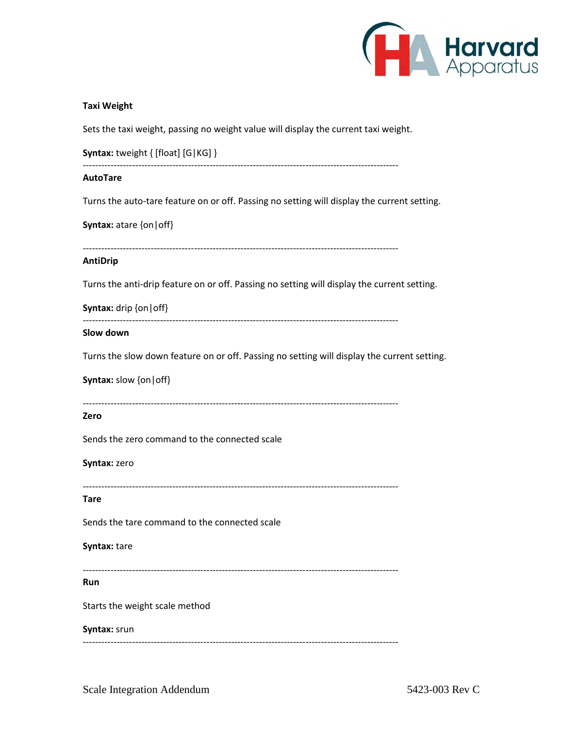**Taxi Weight**

Sets the taxi weight, passing no weight value will display the current taxi weight.

**Syntax:** tweight { [float] [G|KG] }

---

**AutoTare**

Turns the auto-tare feature on or off. Passing no setting will display the current setting.

**Syntax:** atare {on|off}

---

**AntiDrip**

Turns the anti-drip feature on or off. Passing no setting will display the current setting.

**Syntax:** drip {on|off}

---

**Slow down**

Turns the slow down feature on or off. Passing no setting will display the current setting.

**Syntax:** slow {on|off}

---

**Zero**

Sends the zero command to the connected scale

**Syntax:** zero

---

**Tare**

Sends the tare command to the connected scale

**Syntax:** tare

---

**Run**

Starts the weight scale method

**Syntax:** srun

---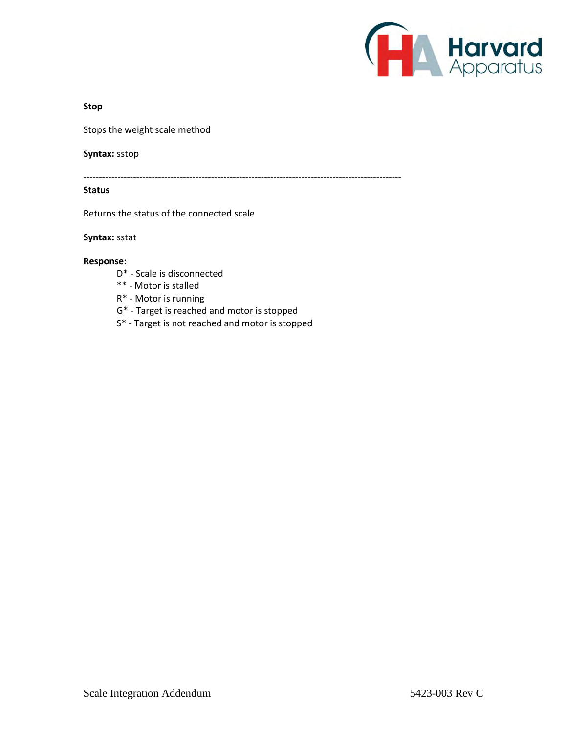**Stop**

Stops the weight scale method

**Syntax:** sstop

---

**Status**

Returns the status of the connected scale

**Syntax:** sstat

**Response:**

- D* - Scale is disconnected
- ** - Motor is stalled
- R* - Motor is running
- G* - Target is reached and motor is stopped
- S* - Target is not reached and motor is stopped